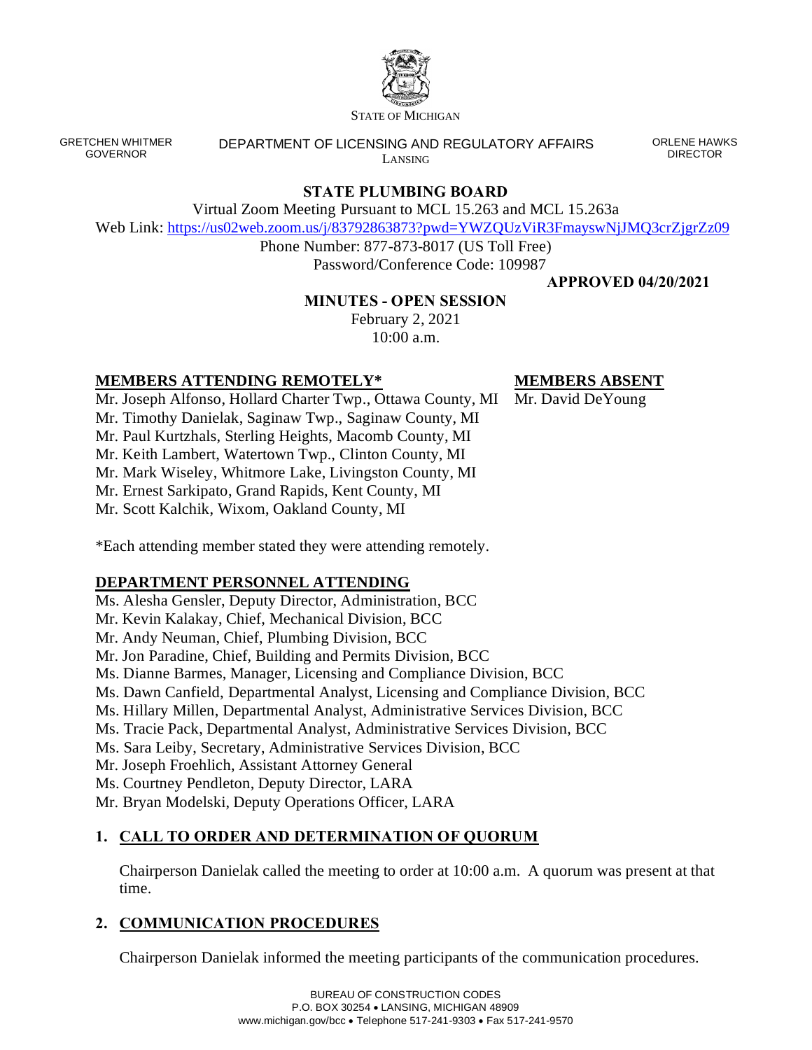STATE OF MICHIGAN

GRETCHEN WHITMER
GOVERNOR

DEPARTMENT OF LICENSING AND REGULATORY AFFAIRS
LANSING

ORLENE HAWKS
DIRECTOR

# STATE PLUMBING BOARD

Virtual Zoom Meeting Pursuant to MCL 15.263 and MCL 15.263a

Web Link: https://us02web.zoom.us/j/83792863873?pwd=YWZQUzViR3FmayswNjJMQ3crZjgrZz09

Phone Number: 877-873-8017 (US Toll Free)

Password/Conference Code: 109987

**APPROVED 04/20/2021**

## MINUTES - OPEN SESSION

February 2, 2021

10:00 a.m.

**MEMBERS ATTENDING REMOTELY***

Mr. Joseph Alfonso, Hollard Charter Twp., Ottawa County, MI
Mr. Timothy Danielak, Saginaw Twp., Saginaw County, MI
Mr. Paul Kurtzhals, Sterling Heights, Macomb County, MI
Mr. Keith Lambert, Watertown Twp., Clinton County, MI
Mr. Mark Wiseley, Whitmore Lake, Livingston County, MI
Mr. Ernest Sarkipato, Grand Rapids, Kent County, MI
Mr. Scott Kalchik, Wixom, Oakland County, MI

**MEMBERS ABSENT**

Mr. David DeYoung

*Each attending member stated they were attending remotely.

**DEPARTMENT PERSONNEL ATTENDING**

Ms. Alesha Gensler, Deputy Director, Administration, BCC
Mr. Kevin Kalakay, Chief, Mechanical Division, BCC
Mr. Andy Neuman, Chief, Plumbing Division, BCC
Mr. Jon Paradine, Chief, Building and Permits Division, BCC
Ms. Dianne Barmes, Manager, Licensing and Compliance Division, BCC
Ms. Dawn Canfield, Departmental Analyst, Licensing and Compliance Division, BCC
Ms. Hillary Millen, Departmental Analyst, Administrative Services Division, BCC
Ms. Tracie Pack, Departmental Analyst, Administrative Services Division, BCC
Ms. Sara Leiby, Secretary, Administrative Services Division, BCC
Mr. Joseph Froehlich, Assistant Attorney General
Ms. Courtney Pendleton, Deputy Director, LARA
Mr. Bryan Modelski, Deputy Operations Officer, LARA

### 1. CALL TO ORDER AND DETERMINATION OF QUORUM

Chairperson Danielak called the meeting to order at 10:00 a.m. A quorum was present at that time.

### 2. COMMUNICATION PROCEDURES

Chairperson Danielak informed the meeting participants of the communication procedures.

BUREAU OF CONSTRUCTION CODES
P.O. BOX 30254 • LANSING, MICHIGAN 48909
www.michigan.gov/bcc • Telephone 517-241-9303 • Fax 517-241-9570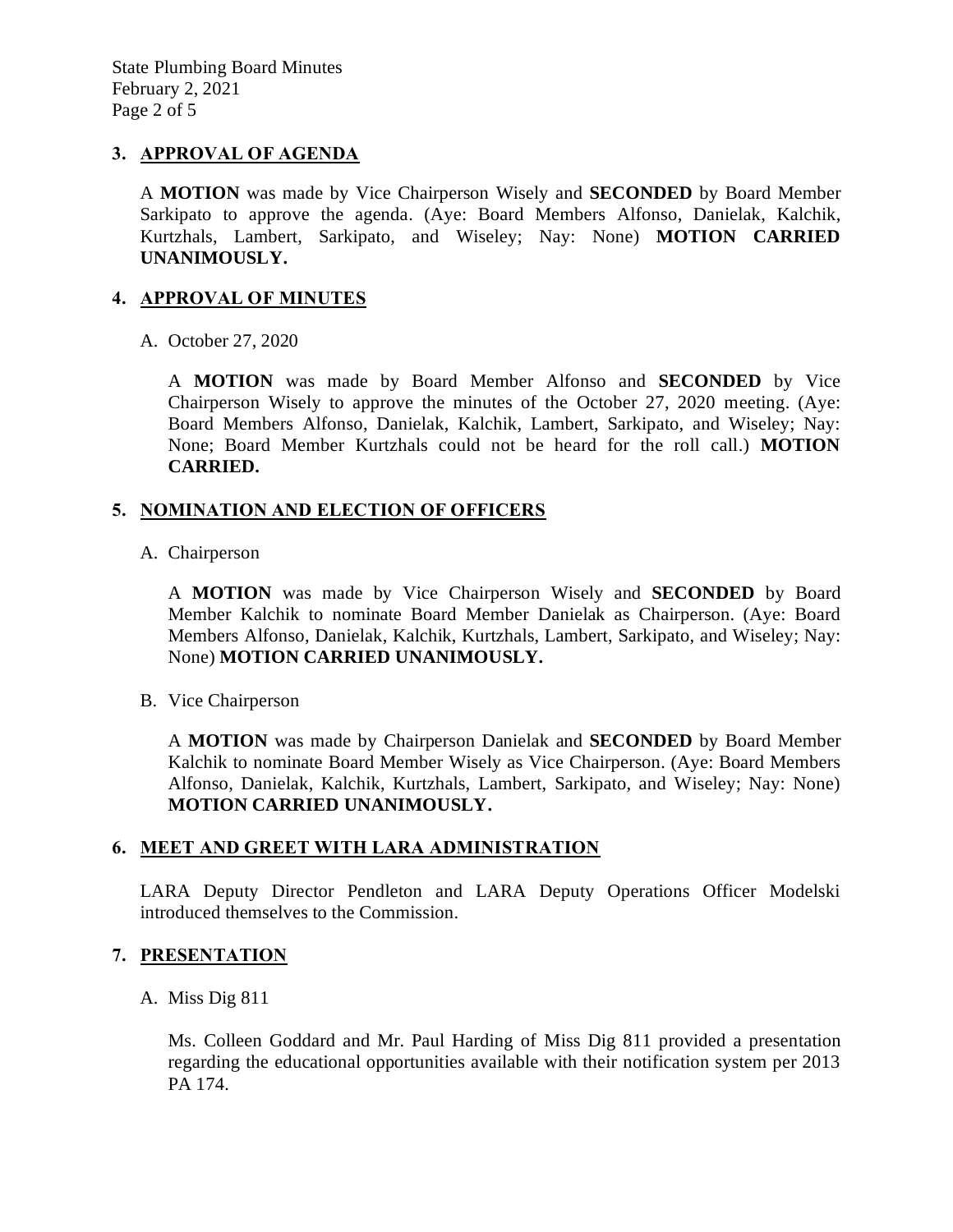## 3. APPROVAL OF AGENDA

A **MOTION** was made by Vice Chairperson Wisely and **SECONDED** by Board Member Sarkipato to approve the agenda. (Aye: Board Members Alfonso, Danielak, Kalchik, Kurtzhals, Lambert, Sarkipato, and Wiseley; Nay: None) **MOTION CARRIED UNANIMOUSLY.**

## 4. APPROVAL OF MINUTES

A. October 27, 2020

A **MOTION** was made by Board Member Alfonso and **SECONDED** by Vice Chairperson Wisely to approve the minutes of the October 27, 2020 meeting. (Aye: Board Members Alfonso, Danielak, Kalchik, Lambert, Sarkipato, and Wiseley; Nay: None; Board Member Kurtzhals could not be heard for the roll call.) **MOTION CARRIED.**

## 5. NOMINATION AND ELECTION OF OFFICERS

A. Chairperson

A **MOTION** was made by Vice Chairperson Wisely and **SECONDED** by Board Member Kalchik to nominate Board Member Danielak as Chairperson. (Aye: Board Members Alfonso, Danielak, Kalchik, Kurtzhals, Lambert, Sarkipato, and Wiseley; Nay: None) **MOTION CARRIED UNANIMOUSLY.**

B. Vice Chairperson

A **MOTION** was made by Chairperson Danielak and **SECONDED** by Board Member Kalchik to nominate Board Member Wisely as Vice Chairperson. (Aye: Board Members Alfonso, Danielak, Kalchik, Kurtzhals, Lambert, Sarkipato, and Wiseley; Nay: None) **MOTION CARRIED UNANIMOUSLY.**

## 6. MEET AND GREET WITH LARA ADMINISTRATION

LARA Deputy Director Pendleton and LARA Deputy Operations Officer Modelski introduced themselves to the Commission.

## 7. PRESENTATION

A. Miss Dig 811

Ms. Colleen Goddard and Mr. Paul Harding of Miss Dig 811 provided a presentation regarding the educational opportunities available with their notification system per 2013 PA 174.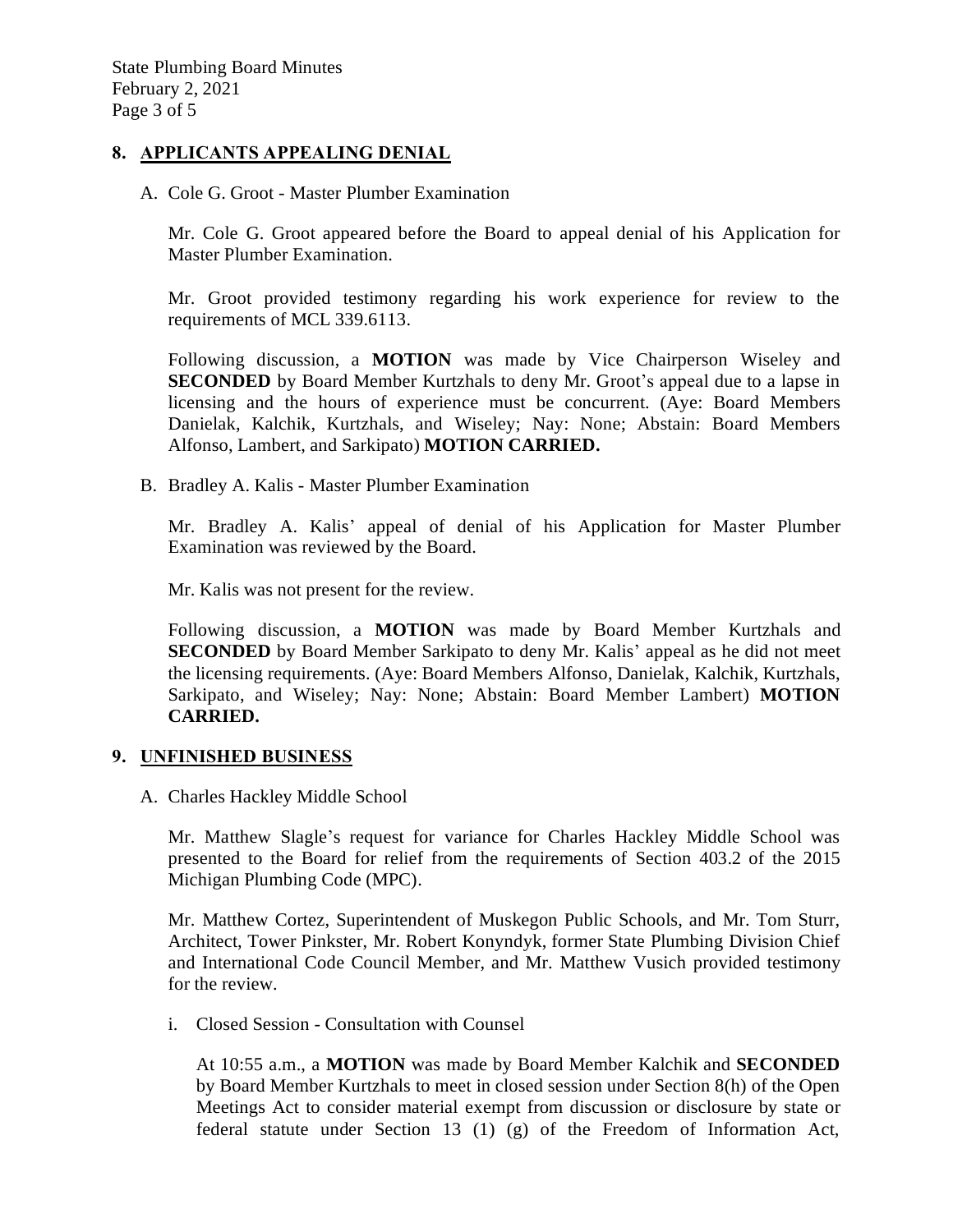## 8. APPLICANTS APPEALING DENIAL

A. Cole G. Groot - Master Plumber Examination

Mr. Cole G. Groot appeared before the Board to appeal denial of his Application for Master Plumber Examination.

Mr. Groot provided testimony regarding his work experience for review to the requirements of MCL 339.6113.

Following discussion, a **MOTION** was made by Vice Chairperson Wiseley and **SECONDED** by Board Member Kurtzhals to deny Mr. Groot's appeal due to a lapse in licensing and the hours of experience must be concurrent. (Aye: Board Members Danielak, Kalchik, Kurtzhals, and Wiseley; Nay: None; Abstain: Board Members Alfonso, Lambert, and Sarkipato) **MOTION CARRIED.**

B. Bradley A. Kalis - Master Plumber Examination

Mr. Bradley A. Kalis' appeal of denial of his Application for Master Plumber Examination was reviewed by the Board.

Mr. Kalis was not present for the review.

Following discussion, a **MOTION** was made by Board Member Kurtzhals and **SECONDED** by Board Member Sarkipato to deny Mr. Kalis' appeal as he did not meet the licensing requirements. (Aye: Board Members Alfonso, Danielak, Kalchik, Kurtzhals, Sarkipato, and Wiseley; Nay: None; Abstain: Board Member Lambert) **MOTION CARRIED.**

## 9. UNFINISHED BUSINESS

A. Charles Hackley Middle School

Mr. Matthew Slagle's request for variance for Charles Hackley Middle School was presented to the Board for relief from the requirements of Section 403.2 of the 2015 Michigan Plumbing Code (MPC).

Mr. Matthew Cortez, Superintendent of Muskegon Public Schools, and Mr. Tom Sturr, Architect, Tower Pinkster, Mr. Robert Konyndyk, former State Plumbing Division Chief and International Code Council Member, and Mr. Matthew Vusich provided testimony for the review.

i. Closed Session - Consultation with Counsel

At 10:55 a.m., a **MOTION** was made by Board Member Kalchik and **SECONDED** by Board Member Kurtzhals to meet in closed session under Section 8(h) of the Open Meetings Act to consider material exempt from discussion or disclosure by state or federal statute under Section 13 (1) (g) of the Freedom of Information Act,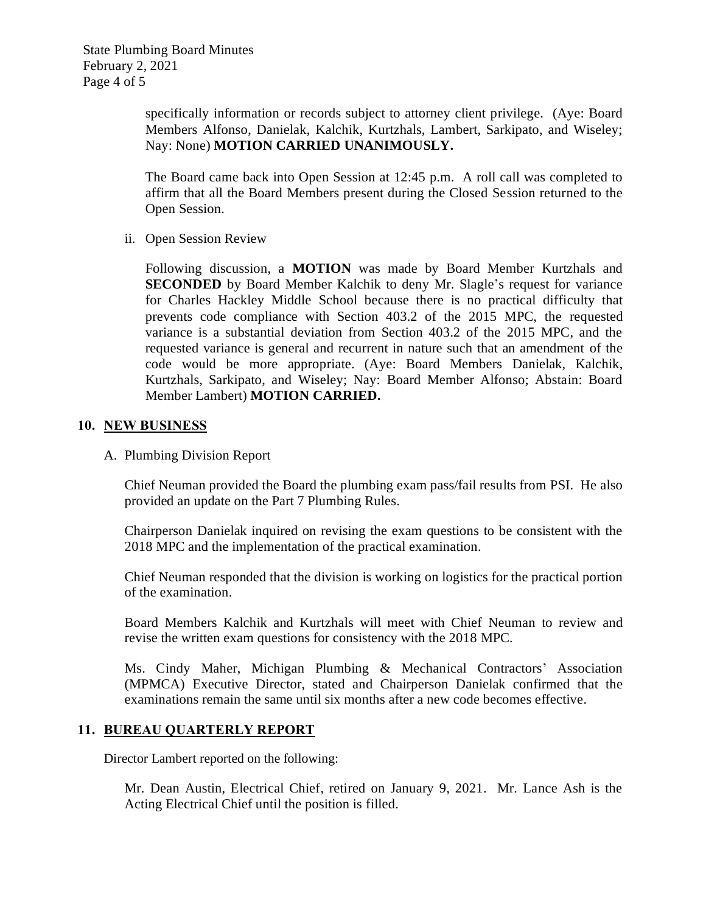specifically information or records subject to attorney client privilege. (Aye: Board Members Alfonso, Danielak, Kalchik, Kurtzhals, Lambert, Sarkipato, and Wiseley; Nay: None) **MOTION CARRIED UNANIMOUSLY.**

The Board came back into Open Session at 12:45 p.m. A roll call was completed to affirm that all the Board Members present during the Closed Session returned to the Open Session.

ii. Open Session Review

Following discussion, a **MOTION** was made by Board Member Kurtzhals and **SECONDED** by Board Member Kalchik to deny Mr. Slagle's request for variance for Charles Hackley Middle School because there is no practical difficulty that prevents code compliance with Section 403.2 of the 2015 MPC, the requested variance is a substantial deviation from Section 403.2 of the 2015 MPC, and the requested variance is general and recurrent in nature such that an amendment of the code would be more appropriate. (Aye: Board Members Danielak, Kalchik, Kurtzhals, Sarkipato, and Wiseley; Nay: Board Member Alfonso; Abstain: Board Member Lambert) **MOTION CARRIED.**

## 10. NEW BUSINESS

A. Plumbing Division Report

Chief Neuman provided the Board the plumbing exam pass/fail results from PSI. He also provided an update on the Part 7 Plumbing Rules.

Chairperson Danielak inquired on revising the exam questions to be consistent with the 2018 MPC and the implementation of the practical examination.

Chief Neuman responded that the division is working on logistics for the practical portion of the examination.

Board Members Kalchik and Kurtzhals will meet with Chief Neuman to review and revise the written exam questions for consistency with the 2018 MPC.

Ms. Cindy Maher, Michigan Plumbing & Mechanical Contractors' Association (MPMCA) Executive Director, stated and Chairperson Danielak confirmed that the examinations remain the same until six months after a new code becomes effective.

## 11. BUREAU QUARTERLY REPORT

Director Lambert reported on the following:

Mr. Dean Austin, Electrical Chief, retired on January 9, 2021. Mr. Lance Ash is the Acting Electrical Chief until the position is filled.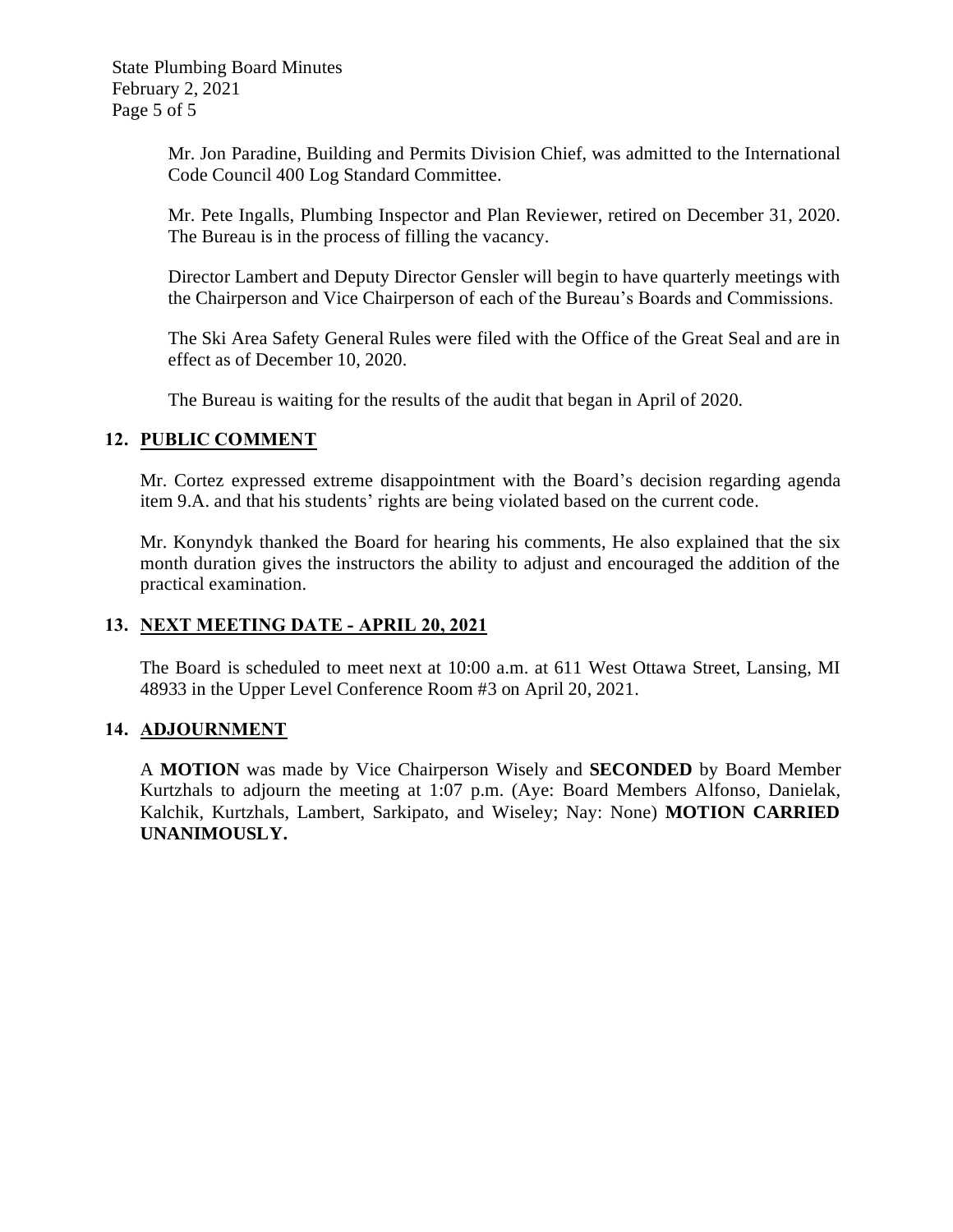Mr. Jon Paradine, Building and Permits Division Chief, was admitted to the International Code Council 400 Log Standard Committee.

Mr. Pete Ingalls, Plumbing Inspector and Plan Reviewer, retired on December 31, 2020. The Bureau is in the process of filling the vacancy.

Director Lambert and Deputy Director Gensler will begin to have quarterly meetings with the Chairperson and Vice Chairperson of each of the Bureau's Boards and Commissions.

The Ski Area Safety General Rules were filed with the Office of the Great Seal and are in effect as of December 10, 2020.

The Bureau is waiting for the results of the audit that began in April of 2020.

## 12. PUBLIC COMMENT

Mr. Cortez expressed extreme disappointment with the Board's decision regarding agenda item 9.A. and that his students' rights are being violated based on the current code.

Mr. Konyndyk thanked the Board for hearing his comments, He also explained that the six month duration gives the instructors the ability to adjust and encouraged the addition of the practical examination.

## 13. NEXT MEETING DATE - APRIL 20, 2021

The Board is scheduled to meet next at 10:00 a.m. at 611 West Ottawa Street, Lansing, MI 48933 in the Upper Level Conference Room #3 on April 20, 2021.

## 14. ADJOURNMENT

A **MOTION** was made by Vice Chairperson Wisely and **SECONDED** by Board Member Kurtzhals to adjourn the meeting at 1:07 p.m. (Aye: Board Members Alfonso, Danielak, Kalchik, Kurtzhals, Lambert, Sarkipato, and Wiseley; Nay: None) **MOTION CARRIED UNANIMOUSLY.**